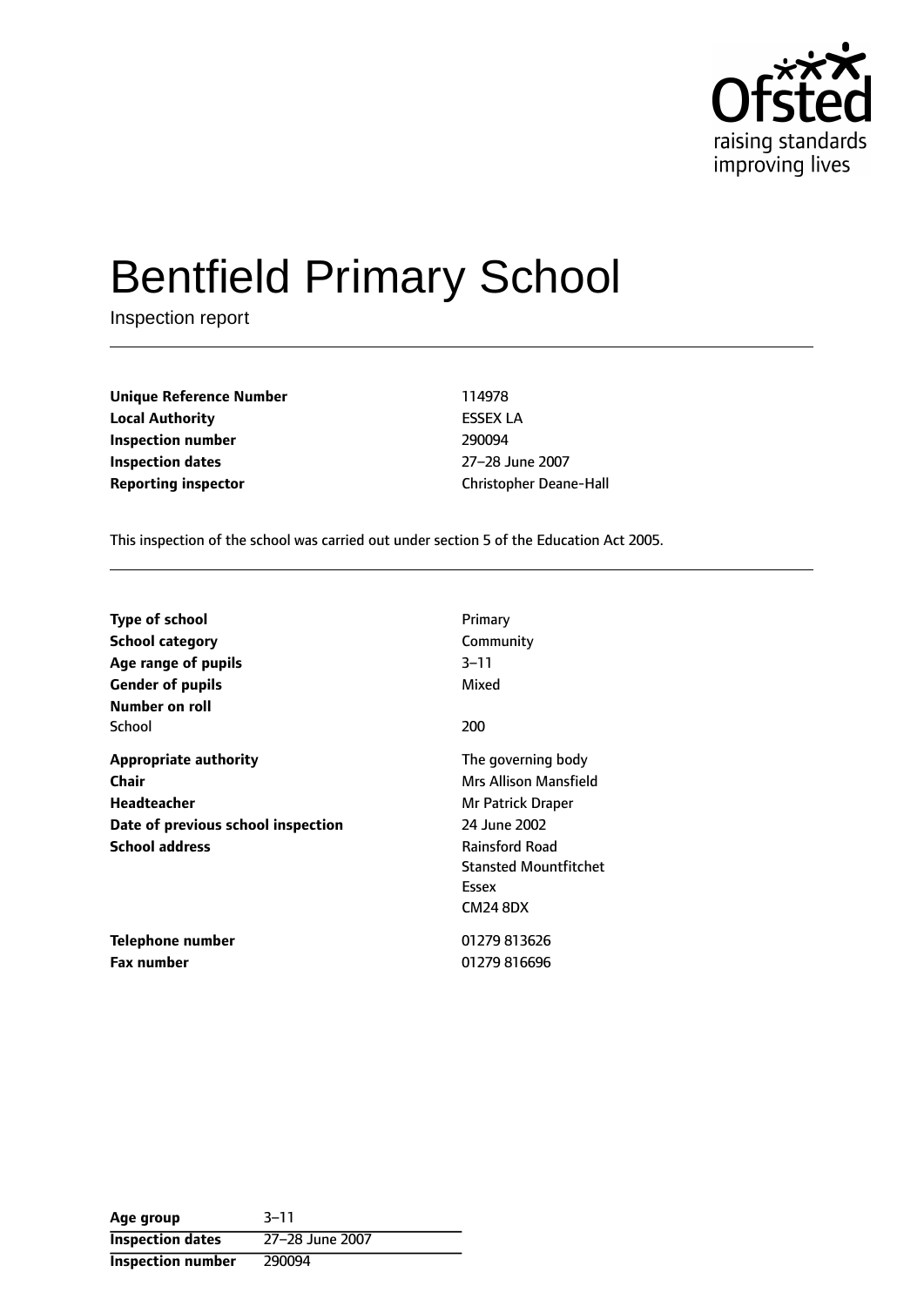# Bentfield Primary School

Inspection report

| | |
|---|---|
| **Unique Reference Number** | 114978 |
| **Local Authority** | ESSEX LA |
| **Inspection number** | 290094 |
| **Inspection dates** | 27–28 June 2007 |
| **Reporting inspector** | Christopher Deane-Hall |

This inspection of the school was carried out under section 5 of the Education Act 2005.

| | |
|---|---|
| **Type of school** | Primary |
| **School category** | Community |
| **Age range of pupils** | 3–11 |
| **Gender of pupils** | Mixed |
| **Number on roll** | |
| School | 200 |
| **Appropriate authority** | The governing body |
| **Chair** | Mrs Allison Mansfield |
| **Headteacher** | Mr Patrick Draper |
| **Date of previous school inspection** | 24 June 2002 |
| **School address** | Rainsford Road<br>Stansted Mountfitchet<br>Essex<br>CM24 8DX |
| **Telephone number** | 01279 813626 |
| **Fax number** | 01279 816696 |

| | |
|---|---|
| **Age group** | 3–11 |
| **Inspection dates** | 27–28 June 2007 |
| **Inspection number** | 290094 |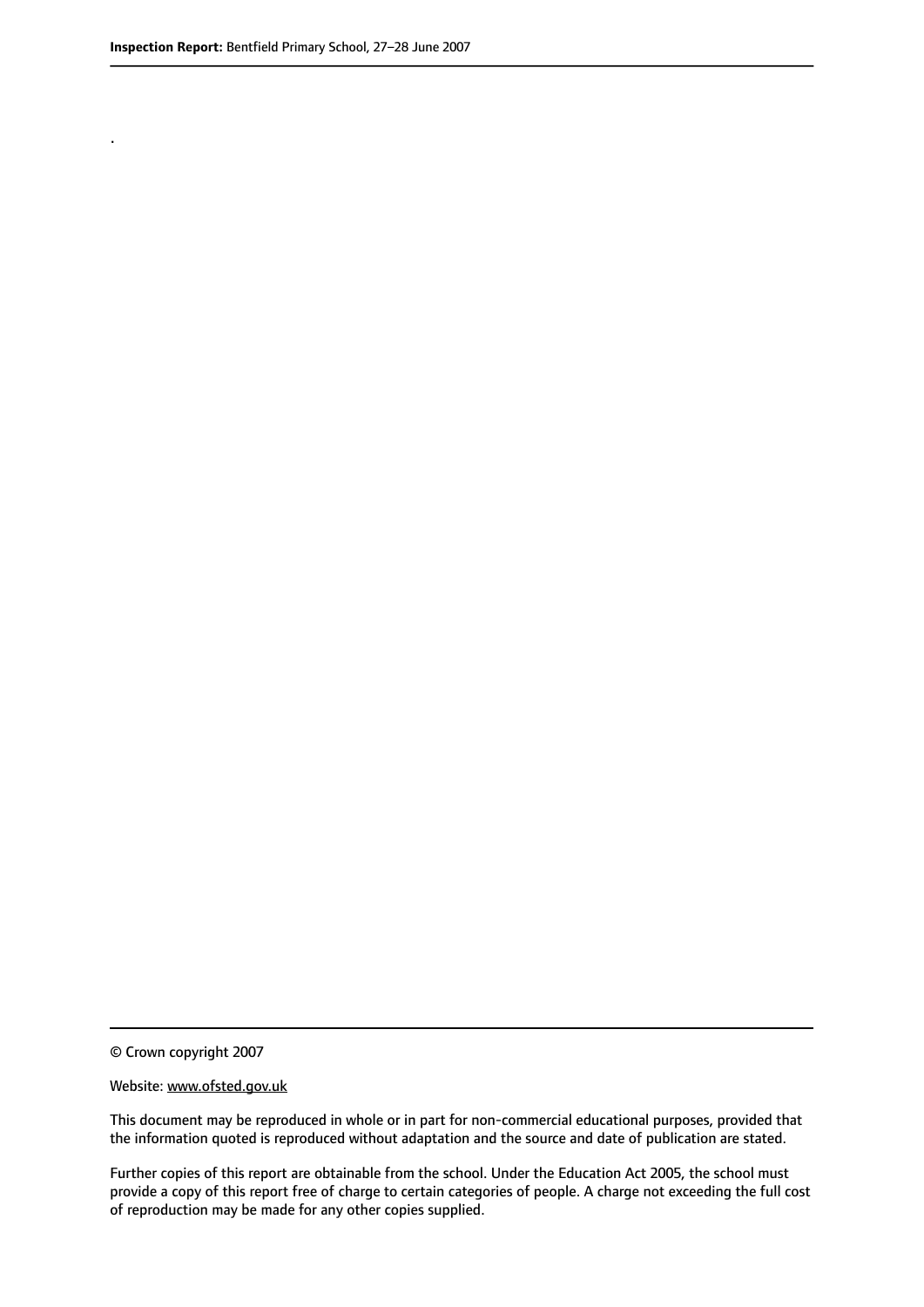.

© Crown copyright 2007

Website: www.ofsted.gov.uk

This document may be reproduced in whole or in part for non-commercial educational purposes, provided that the information quoted is reproduced without adaptation and the source and date of publication are stated.

Further copies of this report are obtainable from the school. Under the Education Act 2005, the school must provide a copy of this report free of charge to certain categories of people. A charge not exceeding the full cost of reproduction may be made for any other copies supplied.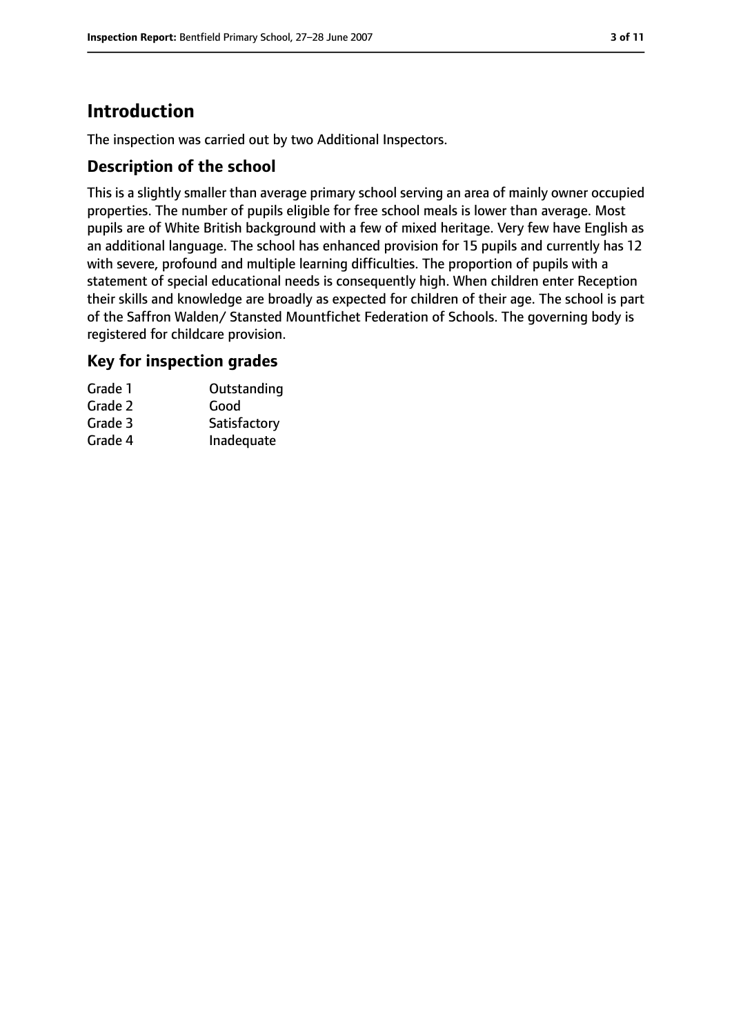# Introduction

The inspection was carried out by two Additional Inspectors.

## Description of the school

This is a slightly smaller than average primary school serving an area of mainly owner occupied properties. The number of pupils eligible for free school meals is lower than average. Most pupils are of White British background with a few of mixed heritage. Very few have English as an additional language. The school has enhanced provision for 15 pupils and currently has 12 with severe, profound and multiple learning difficulties. The proportion of pupils with a statement of special educational needs is consequently high. When children enter Reception their skills and knowledge are broadly as expected for children of their age. The school is part of the Saffron Walden/ Stansted Mountfichet Federation of Schools. The governing body is registered for childcare provision.

## Key for inspection grades

| | |
|---|---|
| Grade 1 | Outstanding |
| Grade 2 | Good |
| Grade 3 | Satisfactory |
| Grade 4 | Inadequate |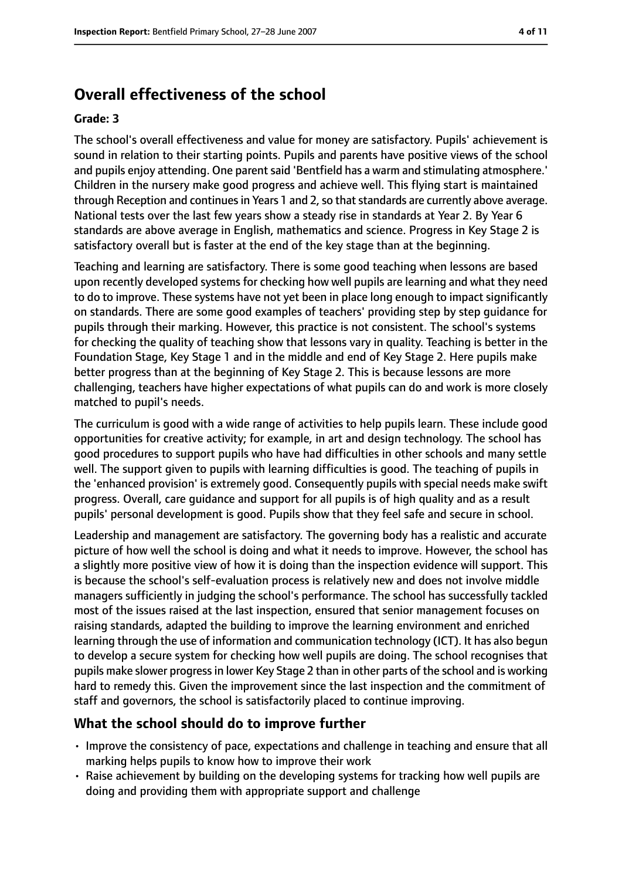## Overall effectiveness of the school

### Grade: 3

The school's overall effectiveness and value for money are satisfactory. Pupils' achievement is sound in relation to their starting points. Pupils and parents have positive views of the school and pupils enjoy attending. One parent said 'Bentfield has a warm and stimulating atmosphere.' Children in the nursery make good progress and achieve well. This flying start is maintained through Reception and continues in Years 1 and 2, so that standards are currently above average. National tests over the last few years show a steady rise in standards at Year 2. By Year 6 standards are above average in English, mathematics and science. Progress in Key Stage 2 is satisfactory overall but is faster at the end of the key stage than at the beginning.

Teaching and learning are satisfactory. There is some good teaching when lessons are based upon recently developed systems for checking how well pupils are learning and what they need to do to improve. These systems have not yet been in place long enough to impact significantly on standards. There are some good examples of teachers' providing step by step guidance for pupils through their marking. However, this practice is not consistent. The school's systems for checking the quality of teaching show that lessons vary in quality. Teaching is better in the Foundation Stage, Key Stage 1 and in the middle and end of Key Stage 2. Here pupils make better progress than at the beginning of Key Stage 2. This is because lessons are more challenging, teachers have higher expectations of what pupils can do and work is more closely matched to pupil's needs.

The curriculum is good with a wide range of activities to help pupils learn. These include good opportunities for creative activity; for example, in art and design technology. The school has good procedures to support pupils who have had difficulties in other schools and many settle well. The support given to pupils with learning difficulties is good. The teaching of pupils in the 'enhanced provision' is extremely good. Consequently pupils with special needs make swift progress. Overall, care guidance and support for all pupils is of high quality and as a result pupils' personal development is good. Pupils show that they feel safe and secure in school.

Leadership and management are satisfactory. The governing body has a realistic and accurate picture of how well the school is doing and what it needs to improve. However, the school has a slightly more positive view of how it is doing than the inspection evidence will support. This is because the school's self-evaluation process is relatively new and does not involve middle managers sufficiently in judging the school's performance. The school has successfully tackled most of the issues raised at the last inspection, ensured that senior management focuses on raising standards, adapted the building to improve the learning environment and enriched learning through the use of information and communication technology (ICT). It has also begun to develop a secure system for checking how well pupils are doing. The school recognises that pupils make slower progress in lower Key Stage 2 than in other parts of the school and is working hard to remedy this. Given the improvement since the last inspection and the commitment of staff and governors, the school is satisfactorily placed to continue improving.

## What the school should do to improve further

- Improve the consistency of pace, expectations and challenge in teaching and ensure that all marking helps pupils to know how to improve their work
- Raise achievement by building on the developing systems for tracking how well pupils are doing and providing them with appropriate support and challenge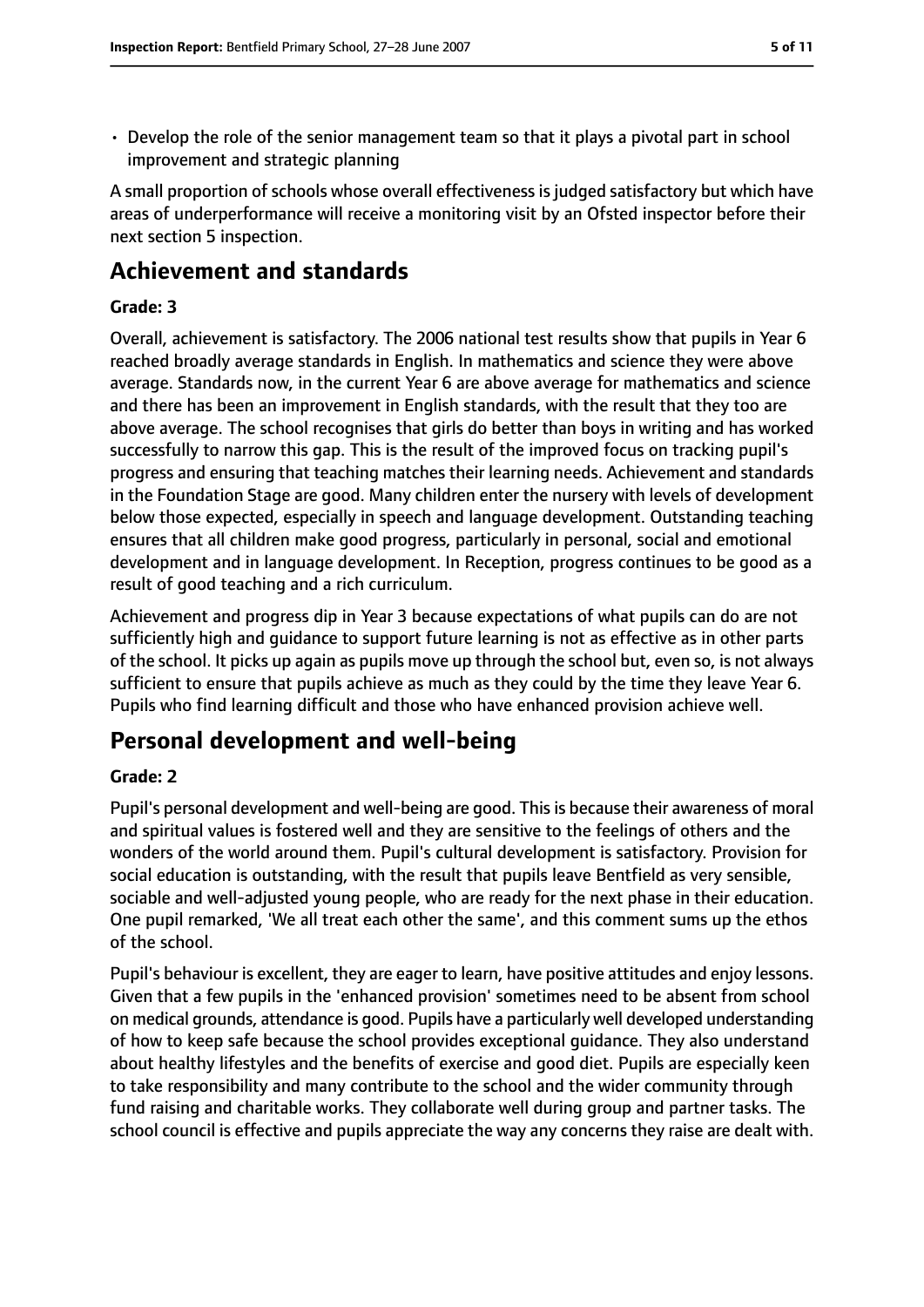- Develop the role of the senior management team so that it plays a pivotal part in school improvement and strategic planning

A small proportion of schools whose overall effectiveness is judged satisfactory but which have areas of underperformance will receive a monitoring visit by an Ofsted inspector before their next section 5 inspection.

# Achievement and standards

### Grade: 3

Overall, achievement is satisfactory. The 2006 national test results show that pupils in Year 6 reached broadly average standards in English. In mathematics and science they were above average. Standards now, in the current Year 6 are above average for mathematics and science and there has been an improvement in English standards, with the result that they too are above average. The school recognises that girls do better than boys in writing and has worked successfully to narrow this gap. This is the result of the improved focus on tracking pupil's progress and ensuring that teaching matches their learning needs. Achievement and standards in the Foundation Stage are good. Many children enter the nursery with levels of development below those expected, especially in speech and language development. Outstanding teaching ensures that all children make good progress, particularly in personal, social and emotional development and in language development. In Reception, progress continues to be good as a result of good teaching and a rich curriculum.

Achievement and progress dip in Year 3 because expectations of what pupils can do are not sufficiently high and guidance to support future learning is not as effective as in other parts of the school. It picks up again as pupils move up through the school but, even so, is not always sufficient to ensure that pupils achieve as much as they could by the time they leave Year 6. Pupils who find learning difficult and those who have enhanced provision achieve well.

# Personal development and well-being

### Grade: 2

Pupil's personal development and well-being are good. This is because their awareness of moral and spiritual values is fostered well and they are sensitive to the feelings of others and the wonders of the world around them. Pupil's cultural development is satisfactory. Provision for social education is outstanding, with the result that pupils leave Bentfield as very sensible, sociable and well-adjusted young people, who are ready for the next phase in their education. One pupil remarked, 'We all treat each other the same', and this comment sums up the ethos of the school.

Pupil's behaviour is excellent, they are eager to learn, have positive attitudes and enjoy lessons. Given that a few pupils in the 'enhanced provision' sometimes need to be absent from school on medical grounds, attendance is good. Pupils have a particularly well developed understanding of how to keep safe because the school provides exceptional guidance. They also understand about healthy lifestyles and the benefits of exercise and good diet. Pupils are especially keen to take responsibility and many contribute to the school and the wider community through fund raising and charitable works. They collaborate well during group and partner tasks. The school council is effective and pupils appreciate the way any concerns they raise are dealt with.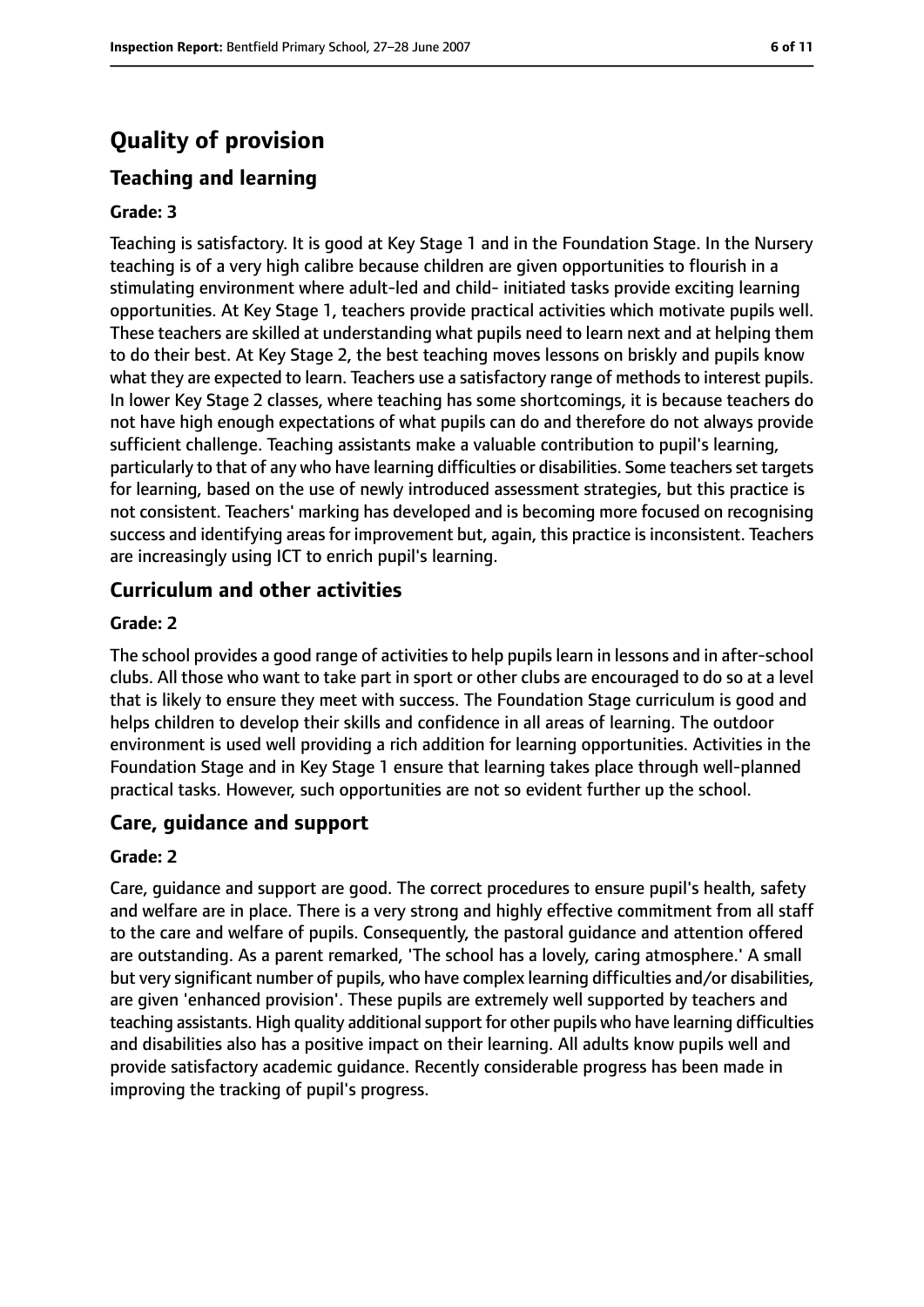# Quality of provision

## Teaching and learning

### Grade: 3

Teaching is satisfactory. It is good at Key Stage 1 and in the Foundation Stage. In the Nursery teaching is of a very high calibre because children are given opportunities to flourish in a stimulating environment where adult-led and child- initiated tasks provide exciting learning opportunities. At Key Stage 1, teachers provide practical activities which motivate pupils well. These teachers are skilled at understanding what pupils need to learn next and at helping them to do their best. At Key Stage 2, the best teaching moves lessons on briskly and pupils know what they are expected to learn. Teachers use a satisfactory range of methods to interest pupils. In lower Key Stage 2 classes, where teaching has some shortcomings, it is because teachers do not have high enough expectations of what pupils can do and therefore do not always provide sufficient challenge. Teaching assistants make a valuable contribution to pupil's learning, particularly to that of any who have learning difficulties or disabilities. Some teachers set targets for learning, based on the use of newly introduced assessment strategies, but this practice is not consistent. Teachers' marking has developed and is becoming more focused on recognising success and identifying areas for improvement but, again, this practice is inconsistent. Teachers are increasingly using ICT to enrich pupil's learning.

## Curriculum and other activities

### Grade: 2

The school provides a good range of activities to help pupils learn in lessons and in after-school clubs. All those who want to take part in sport or other clubs are encouraged to do so at a level that is likely to ensure they meet with success. The Foundation Stage curriculum is good and helps children to develop their skills and confidence in all areas of learning. The outdoor environment is used well providing a rich addition for learning opportunities. Activities in the Foundation Stage and in Key Stage 1 ensure that learning takes place through well-planned practical tasks. However, such opportunities are not so evident further up the school.

## Care, guidance and support

### Grade: 2

Care, guidance and support are good. The correct procedures to ensure pupil's health, safety and welfare are in place. There is a very strong and highly effective commitment from all staff to the care and welfare of pupils. Consequently, the pastoral guidance and attention offered are outstanding. As a parent remarked, 'The school has a lovely, caring atmosphere.' A small but very significant number of pupils, who have complex learning difficulties and/or disabilities, are given 'enhanced provision'. These pupils are extremely well supported by teachers and teaching assistants. High quality additional support for other pupils who have learning difficulties and disabilities also has a positive impact on their learning. All adults know pupils well and provide satisfactory academic guidance. Recently considerable progress has been made in improving the tracking of pupil's progress.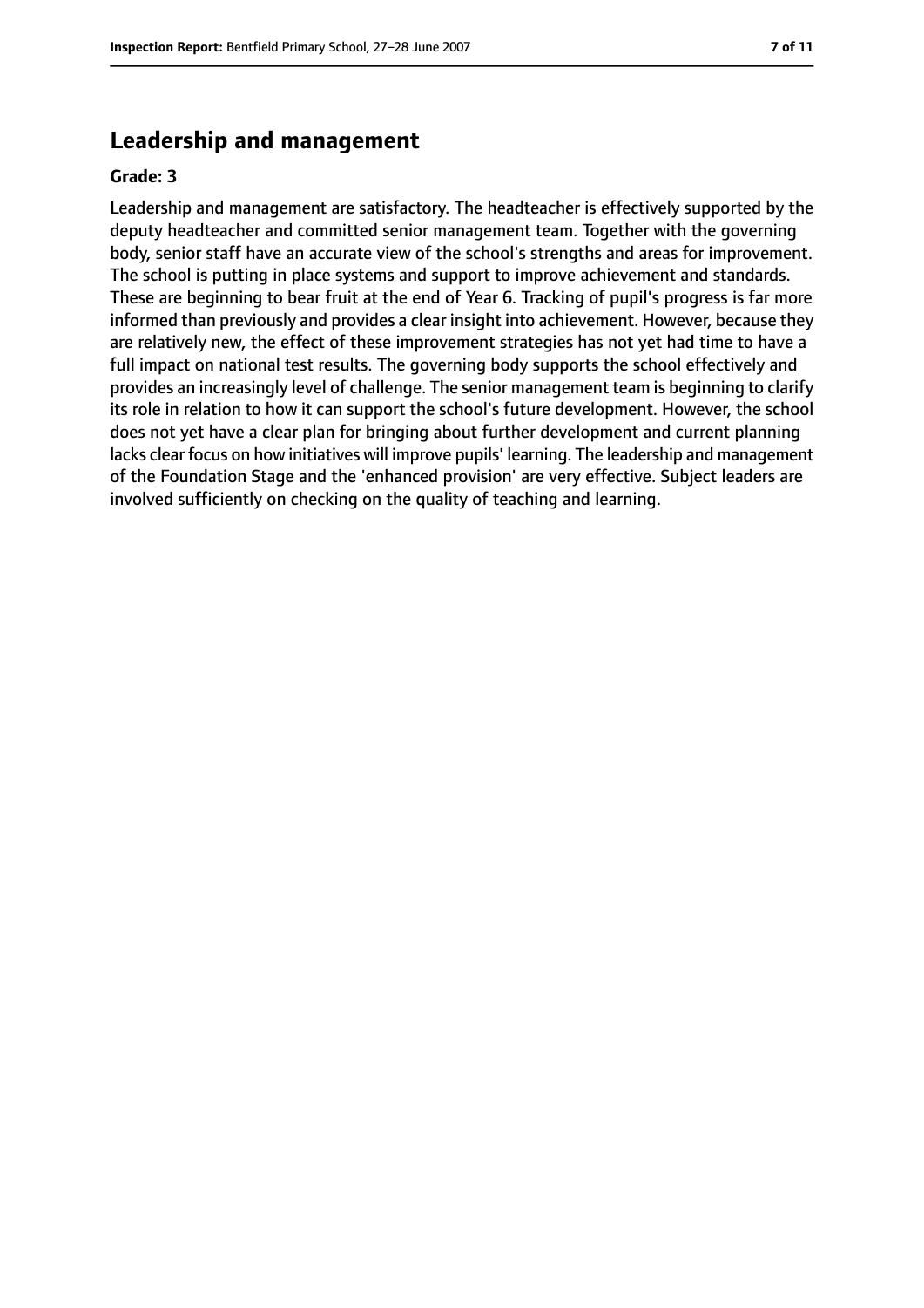## Leadership and management

**Grade: 3**

Leadership and management are satisfactory. The headteacher is effectively supported by the deputy headteacher and committed senior management team. Together with the governing body, senior staff have an accurate view of the school's strengths and areas for improvement. The school is putting in place systems and support to improve achievement and standards. These are beginning to bear fruit at the end of Year 6. Tracking of pupil's progress is far more informed than previously and provides a clear insight into achievement. However, because they are relatively new, the effect of these improvement strategies has not yet had time to have a full impact on national test results. The governing body supports the school effectively and provides an increasingly level of challenge. The senior management team is beginning to clarify its role in relation to how it can support the school's future development. However, the school does not yet have a clear plan for bringing about further development and current planning lacks clear focus on how initiatives will improve pupils' learning. The leadership and management of the Foundation Stage and the 'enhanced provision' are very effective. Subject leaders are involved sufficiently on checking on the quality of teaching and learning.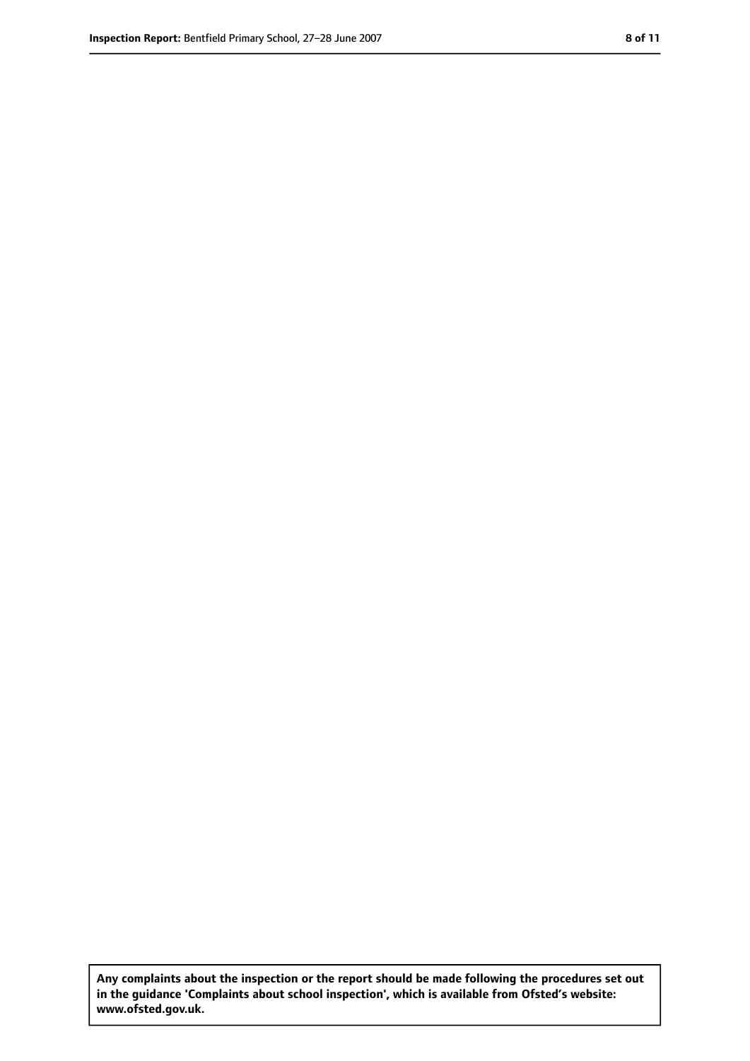**Any complaints about the inspection or the report should be made following the procedures set out in the guidance 'Complaints about school inspection', which is available from Ofsted's website: www.ofsted.gov.uk.**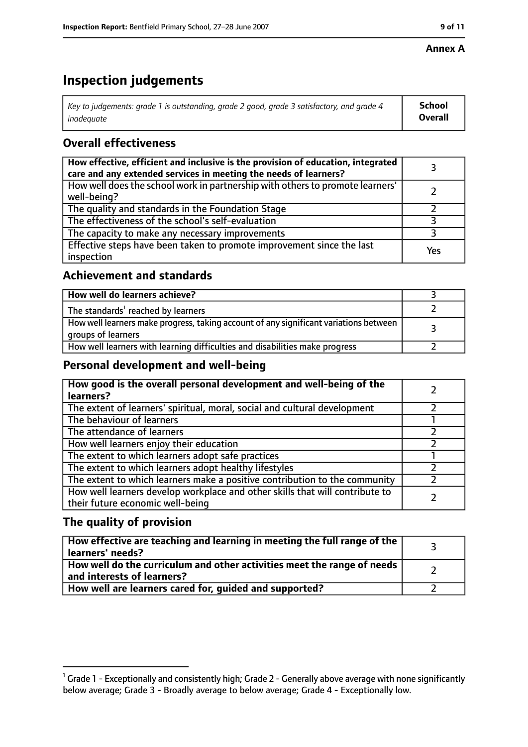**Annex A**

# Inspection judgements

| *Key to judgements: grade 1 is outstanding, grade 2 good, grade 3 satisfactory, and grade 4 inadequate* | **School Overall** |
|---|---|

## Overall effectiveness

| | |
|---|---|
| **How effective, efficient and inclusive is the provision of education, integrated care and any extended services in meeting the needs of learners?** | 3 |
| How well does the school work in partnership with others to promote learners' well-being? | 2 |
| The quality and standards in the Foundation Stage | 2 |
| The effectiveness of the school's self-evaluation | 3 |
| The capacity to make any necessary improvements | 3 |
| Effective steps have been taken to promote improvement since the last inspection | Yes |

## Achievement and standards

| | |
|---|---|
| **How well do learners achieve?** | 3 |
| The standards[1] reached by learners | 2 |
| How well learners make progress, taking account of any significant variations between groups of learners | 3 |
| How well learners with learning difficulties and disabilities make progress | 2 |

## Personal development and well-being

| | |
|---|---|
| **How good is the overall personal development and well-being of the learners?** | 2 |
| The extent of learners' spiritual, moral, social and cultural development | 2 |
| The behaviour of learners | 1 |
| The attendance of learners | 2 |
| How well learners enjoy their education | 2 |
| The extent to which learners adopt safe practices | 1 |
| The extent to which learners adopt healthy lifestyles | 2 |
| The extent to which learners make a positive contribution to the community | 2 |
| How well learners develop workplace and other skills that will contribute to their future economic well-being | 2 |

## The quality of provision

| | |
|---|---|
| **How effective are teaching and learning in meeting the full range of the learners' needs?** | 3 |
| **How well do the curriculum and other activities meet the range of needs and interests of learners?** | 2 |
| **How well are learners cared for, guided and supported?** | 2 |

[1] Grade 1 - Exceptionally and consistently high; Grade 2 - Generally above average with none significantly below average; Grade 3 - Broadly average to below average; Grade 4 - Exceptionally low.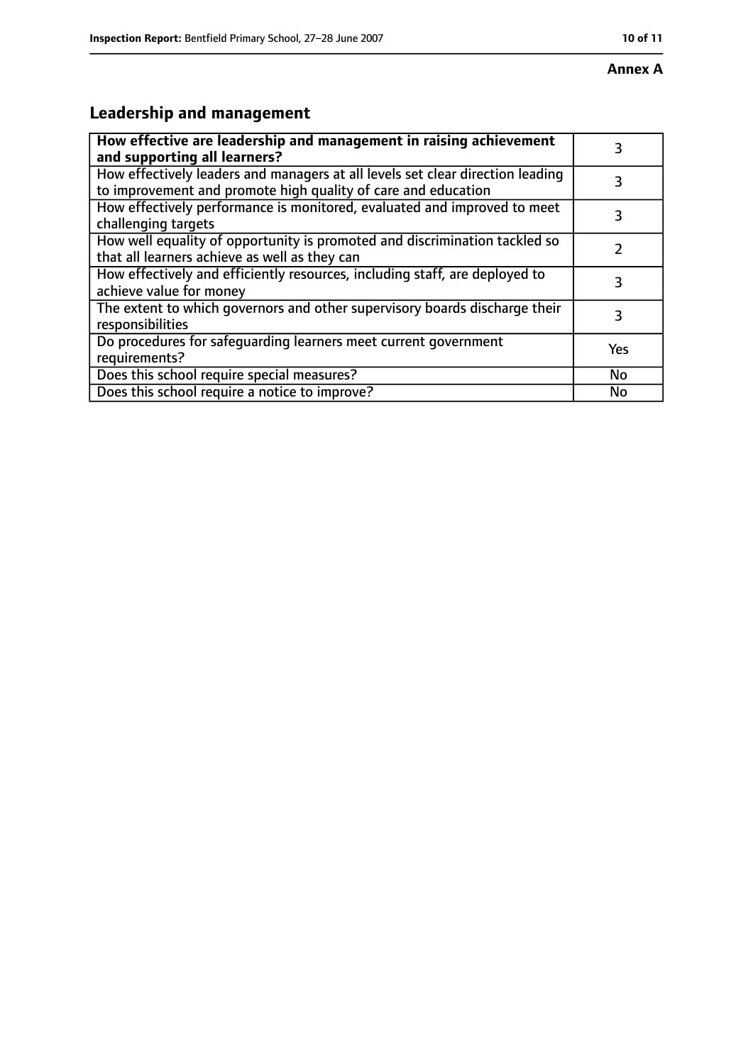**Annex A**

## Leadership and management

| How effective are leadership and management in raising achievement and supporting all learners? | 3 |
|---|---|
| How effectively leaders and managers at all levels set clear direction leading to improvement and promote high quality of care and education | 3 |
| How effectively performance is monitored, evaluated and improved to meet challenging targets | 3 |
| How well equality of opportunity is promoted and discrimination tackled so that all learners achieve as well as they can | 2 |
| How effectively and efficiently resources, including staff, are deployed to achieve value for money | 3 |
| The extent to which governors and other supervisory boards discharge their responsibilities | 3 |
| Do procedures for safeguarding learners meet current government requirements? | Yes |
| Does this school require special measures? | No |
| Does this school require a notice to improve? | No |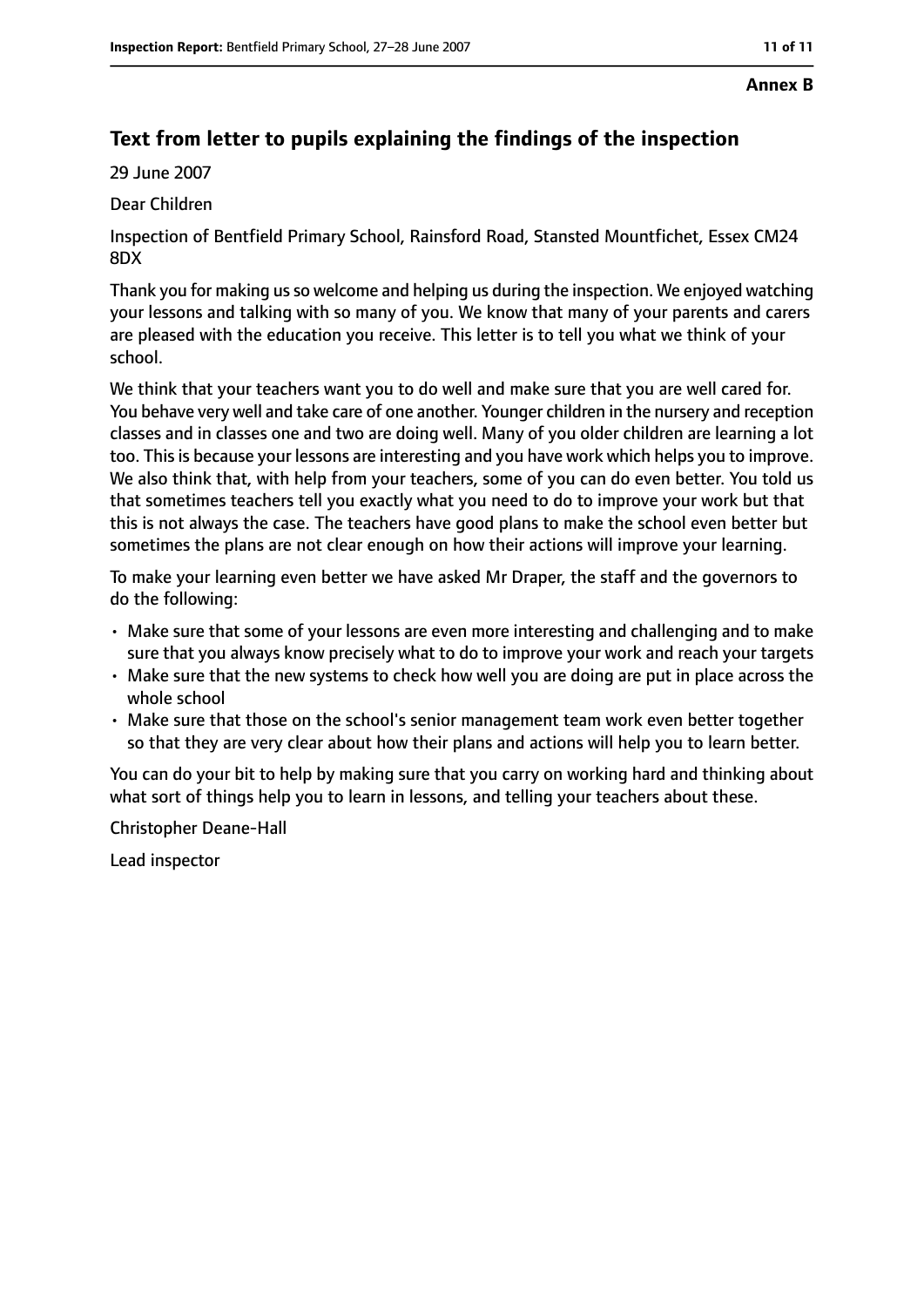**Annex B**

## Text from letter to pupils explaining the findings of the inspection

29 June 2007

Dear Children

Inspection of Bentfield Primary School, Rainsford Road, Stansted Mountfichet, Essex CM24 8DX

Thank you for making us so welcome and helping us during the inspection. We enjoyed watching your lessons and talking with so many of you. We know that many of your parents and carers are pleased with the education you receive. This letter is to tell you what we think of your school.

We think that your teachers want you to do well and make sure that you are well cared for. You behave very well and take care of one another. Younger children in the nursery and reception classes and in classes one and two are doing well. Many of you older children are learning a lot too. This is because your lessons are interesting and you have work which helps you to improve. We also think that, with help from your teachers, some of you can do even better. You told us that sometimes teachers tell you exactly what you need to do to improve your work but that this is not always the case. The teachers have good plans to make the school even better but sometimes the plans are not clear enough on how their actions will improve your learning.

To make your learning even better we have asked Mr Draper, the staff and the governors to do the following:

- Make sure that some of your lessons are even more interesting and challenging and to make sure that you always know precisely what to do to improve your work and reach your targets
- Make sure that the new systems to check how well you are doing are put in place across the whole school
- Make sure that those on the school's senior management team work even better together so that they are very clear about how their plans and actions will help you to learn better.

You can do your bit to help by making sure that you carry on working hard and thinking about what sort of things help you to learn in lessons, and telling your teachers about these.

Christopher Deane-Hall

Lead inspector